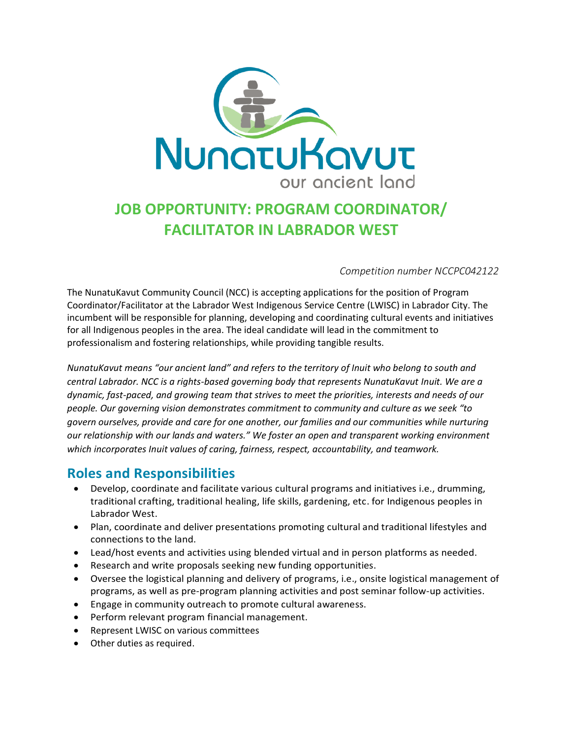NunatuKavut

our ancient land

# JOB OPPORTUNITY: PROGRAM COORDINATOR/ FACILITATOR IN LABRADOR WEST

*Competition number NCCPC042122*

The NunatuKavut Community Council (NCC) is accepting applications for the position of Program Coordinator/Facilitator at the Labrador West Indigenous Service Centre (LWISC) in Labrador City. The incumbent will be responsible for planning, developing and coordinating cultural events and initiatives for all Indigenous peoples in the area. The ideal candidate will lead in the commitment to professionalism and fostering relationships, while providing tangible results.

*NunatuKavut means "our ancient land" and refers to the territory of Inuit who belong to south and central Labrador. NCC is a rights-based governing body that represents NunatuKavut Inuit. We are a dynamic, fast-paced, and growing team that strives to meet the priorities, interests and needs of our people. Our governing vision demonstrates commitment to community and culture as we seek "to govern ourselves, provide and care for one another, our families and our communities while nurturing our relationship with our lands and waters." We foster an open and transparent working environment which incorporates Inuit values of caring, fairness, respect, accountability, and teamwork.*

## Roles and Responsibilities

- Develop, coordinate and facilitate various cultural programs and initiatives i.e., drumming, traditional crafting, traditional healing, life skills, gardening, etc. for Indigenous peoples in Labrador West.
- Plan, coordinate and deliver presentations promoting cultural and traditional lifestyles and connections to the land.
- Lead/host events and activities using blended virtual and in person platforms as needed.
- Research and write proposals seeking new funding opportunities.
- Oversee the logistical planning and delivery of programs, i.e., onsite logistical management of programs, as well as pre-program planning activities and post seminar follow-up activities.
- Engage in community outreach to promote cultural awareness.
- Perform relevant program financial management.
- Represent LWISC on various committees
- Other duties as required.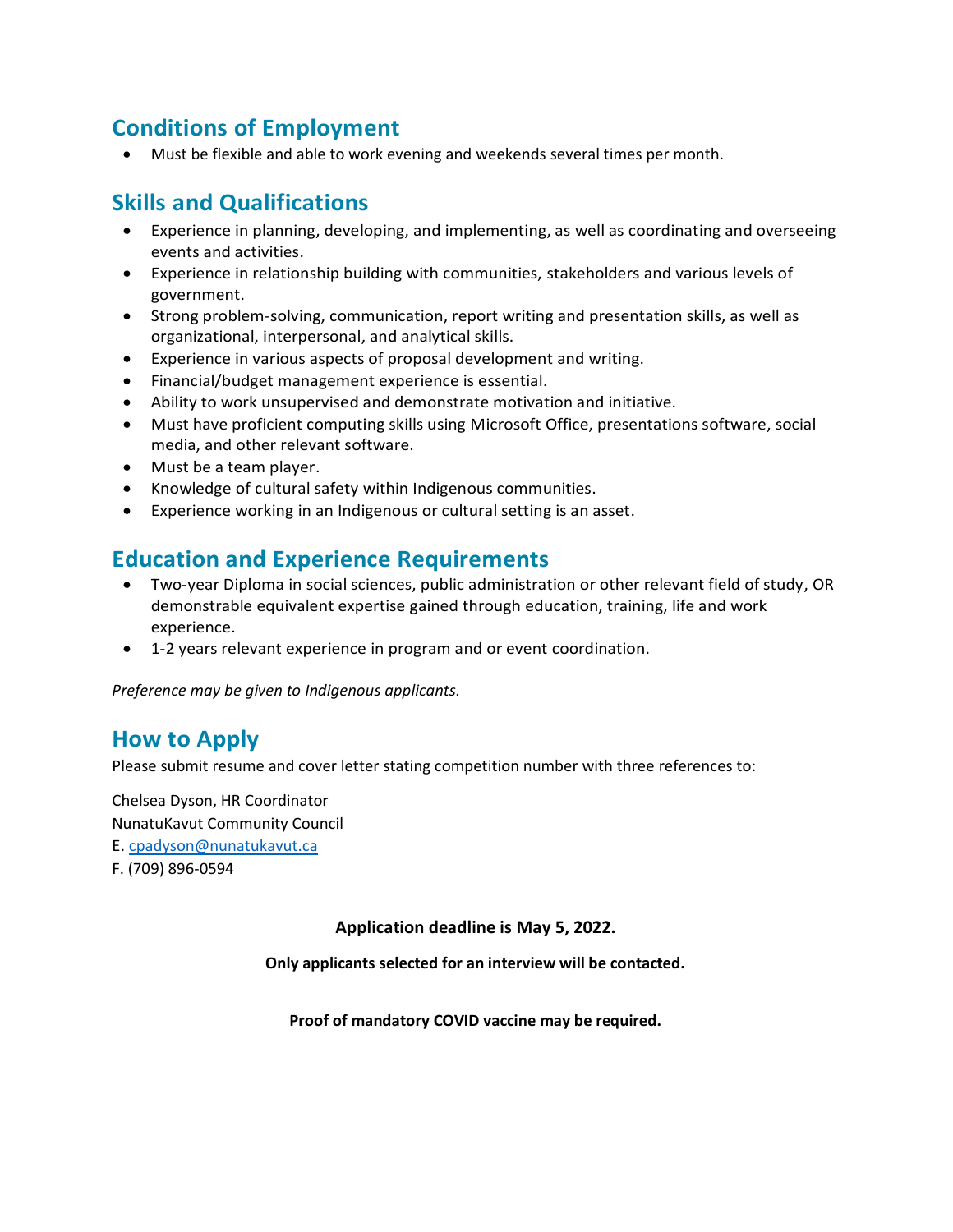## Conditions of Employment

- Must be flexible and able to work evening and weekends several times per month.

## Skills and Qualifications

- Experience in planning, developing, and implementing, as well as coordinating and overseeing events and activities.
- Experience in relationship building with communities, stakeholders and various levels of government.
- Strong problem-solving, communication, report writing and presentation skills, as well as organizational, interpersonal, and analytical skills.
- Experience in various aspects of proposal development and writing.
- Financial/budget management experience is essential.
- Ability to work unsupervised and demonstrate motivation and initiative.
- Must have proficient computing skills using Microsoft Office, presentations software, social media, and other relevant software.
- Must be a team player.
- Knowledge of cultural safety within Indigenous communities.
- Experience working in an Indigenous or cultural setting is an asset.

## Education and Experience Requirements

- Two-year Diploma in social sciences, public administration or other relevant field of study, OR demonstrable equivalent expertise gained through education, training, life and work experience.
- 1-2 years relevant experience in program and or event coordination.

*Preference may be given to Indigenous applicants.*

## How to Apply

Please submit resume and cover letter stating competition number with three references to:

Chelsea Dyson, HR Coordinator
NunatuKavut Community Council
E. cpadyson@nunatukavut.ca
F. (709) 896-0594

**Application deadline is May 5, 2022.**

**Only applicants selected for an interview will be contacted.**

**Proof of mandatory COVID vaccine may be required.**